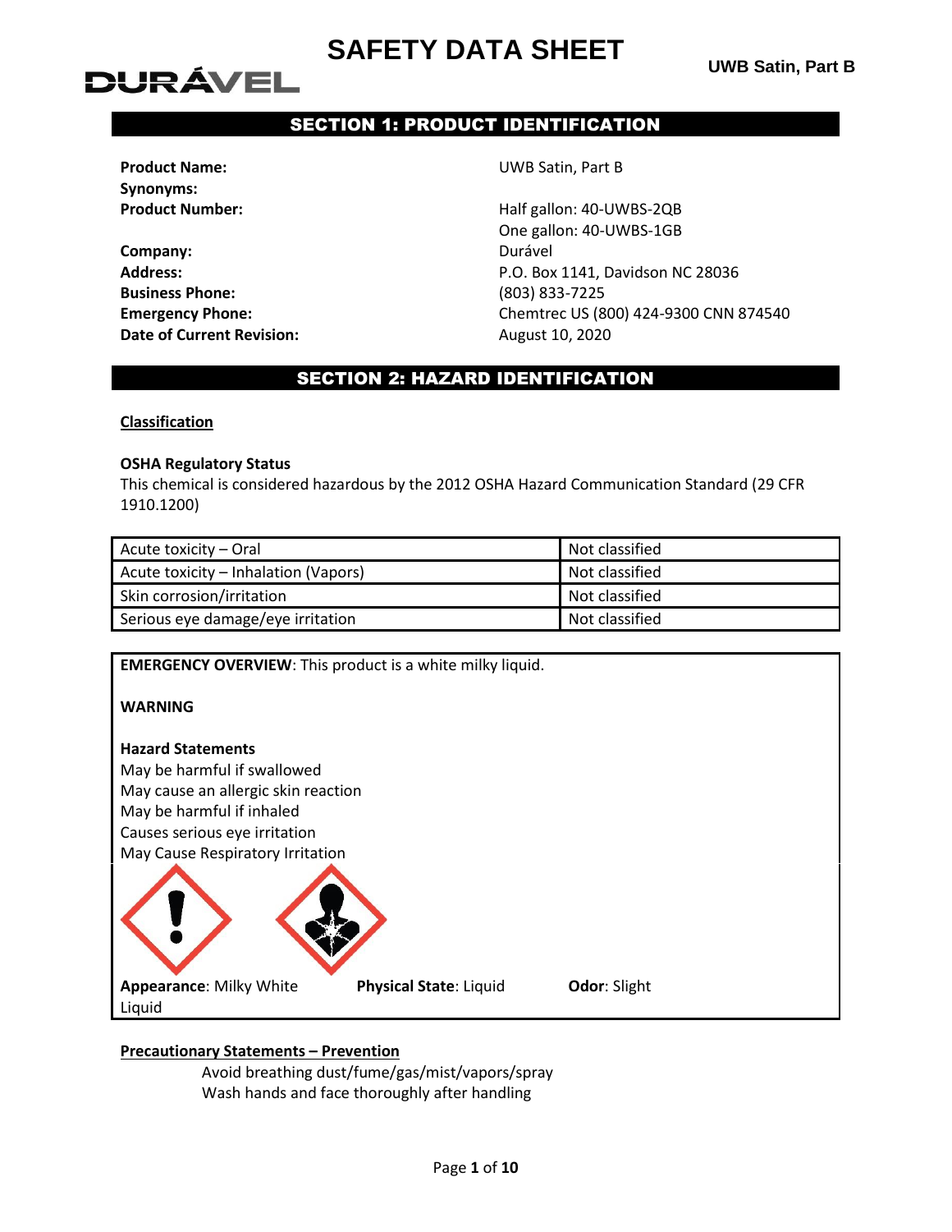# SAFETY DATA SHEET

**UWB Satin, Part B**

## SECTION 1: PRODUCT IDENTIFICATION

| | |
|---|---|
| **Product Name:** | UWB Satin, Part B |
| **Synonyms:** | |
| **Product Number:** | Half gallon: 40-UWBS-2QB<br>One gallon: 40-UWBS-1GB |
| **Company:** | Durável |
| **Address:** | P.O. Box 1141, Davidson NC 28036 |
| **Business Phone:** | (803) 833-7225 |
| **Emergency Phone:** | Chemtrec US (800) 424-9300 CNN 874540 |
| **Date of Current Revision:** | August 10, 2020 |

## SECTION 2: HAZARD IDENTIFICATION

**Classification**

**OSHA Regulatory Status**

This chemical is considered hazardous by the 2012 OSHA Hazard Communication Standard (29 CFR 1910.1200)

| | |
|---|---|
| Acute toxicity – Oral | Not classified |
| Acute toxicity – Inhalation (Vapors) | Not classified |
| Skin corrosion/irritation | Not classified |
| Serious eye damage/eye irritation | Not classified |

**EMERGENCY OVERVIEW**: This product is a white milky liquid.

**WARNING**

**Hazard Statements**

May be harmful if swallowed
May cause an allergic skin reaction
May be harmful if inhaled
Causes serious eye irritation
May Cause Respiratory Irritation

**Appearance**: Milky White Liquid **Physical State**: Liquid **Odor**: Slight

**Precautionary Statements – Prevention**

Avoid breathing dust/fume/gas/mist/vapors/spray
Wash hands and face thoroughly after handling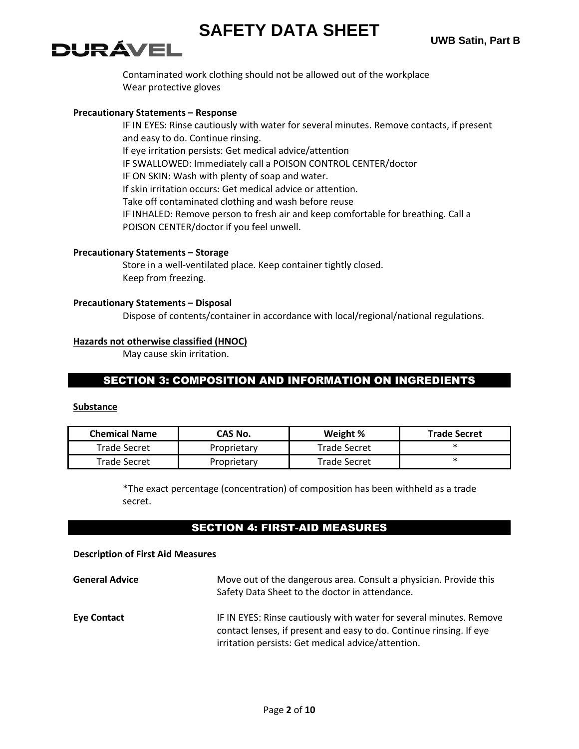Contaminated work clothing should not be allowed out of the workplace
Wear protective gloves

**Precautionary Statements – Response**

IF IN EYES: Rinse cautiously with water for several minutes. Remove contacts, if present and easy to do. Continue rinsing.
If eye irritation persists: Get medical advice/attention
IF SWALLOWED: Immediately call a POISON CONTROL CENTER/doctor
IF ON SKIN: Wash with plenty of soap and water.
If skin irritation occurs: Get medical advice or attention.
Take off contaminated clothing and wash before reuse
IF INHALED: Remove person to fresh air and keep comfortable for breathing. Call a POISON CENTER/doctor if you feel unwell.

**Precautionary Statements – Storage**

Store in a well-ventilated place. Keep container tightly closed.
Keep from freezing.

**Precautionary Statements – Disposal**

Dispose of contents/container in accordance with local/regional/national regulations.

**Hazards not otherwise classified (HNOC)**

May cause skin irritation.

## SECTION 3: COMPOSITION AND INFORMATION ON INGREDIENTS

**Substance**

| Chemical Name | CAS No. | Weight % | Trade Secret |
|---|---|---|---|
| Trade Secret | Proprietary | Trade Secret | * |
| Trade Secret | Proprietary | Trade Secret | * |

*The exact percentage (concentration) of composition has been withheld as a trade secret.

## SECTION 4: FIRST-AID MEASURES

**Description of First Aid Measures**

**General Advice** Move out of the dangerous area. Consult a physician. Provide this Safety Data Sheet to the doctor in attendance.

**Eye Contact** IF IN EYES: Rinse cautiously with water for several minutes. Remove contact lenses, if present and easy to do. Continue rinsing. If eye irritation persists: Get medical advice/attention.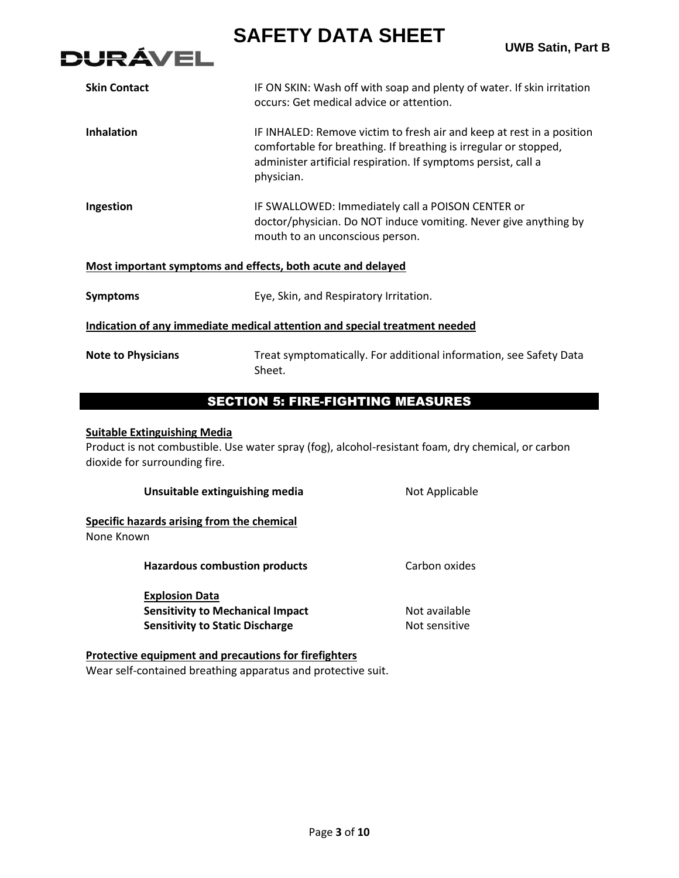**Skin Contact** IF ON SKIN: Wash off with soap and plenty of water. If skin irritation occurs: Get medical advice or attention.

**Inhalation** IF INHALED: Remove victim to fresh air and keep at rest in a position comfortable for breathing. If breathing is irregular or stopped, administer artificial respiration. If symptoms persist, call a physician.

**Ingestion** IF SWALLOWED: Immediately call a POISON CENTER or doctor/physician. Do NOT induce vomiting. Never give anything by mouth to an unconscious person.

**Most important symptoms and effects, both acute and delayed**

**Symptoms** Eye, Skin, and Respiratory Irritation.

**Indication of any immediate medical attention and special treatment needed**

**Note to Physicians** Treat symptomatically. For additional information, see Safety Data Sheet.

## SECTION 5: FIRE-FIGHTING MEASURES

**Suitable Extinguishing Media**

Product is not combustible. Use water spray (fog), alcohol-resistant foam, dry chemical, or carbon dioxide for surrounding fire.

**Unsuitable extinguishing media** Not Applicable

**Specific hazards arising from the chemical**

None Known

**Hazardous combustion products** Carbon oxides

**Explosion Data**

**Sensitivity to Mechanical Impact** Not available

**Sensitivity to Static Discharge** Not sensitive

**Protective equipment and precautions for firefighters**

Wear self-contained breathing apparatus and protective suit.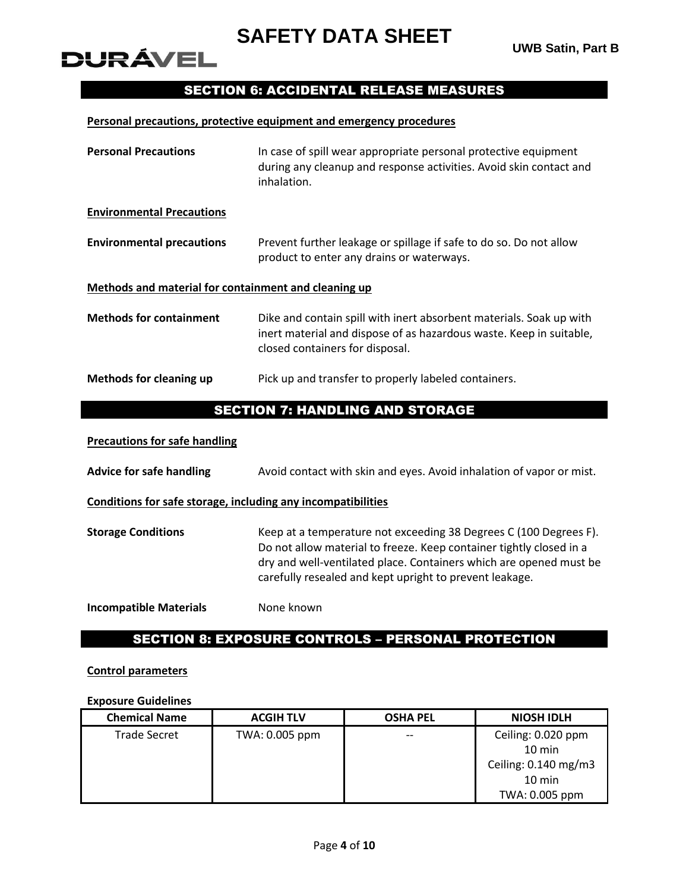## SECTION 6: ACCIDENTAL RELEASE MEASURES

**Personal precautions, protective equipment and emergency procedures**

**Personal Precautions** — In case of spill wear appropriate personal protective equipment during any cleanup and response activities. Avoid skin contact and inhalation.

**Environmental Precautions**

**Environmental precautions** — Prevent further leakage or spillage if safe to do so. Do not allow product to enter any drains or waterways.

**Methods and material for containment and cleaning up**

**Methods for containment** — Dike and contain spill with inert absorbent materials. Soak up with inert material and dispose of as hazardous waste. Keep in suitable, closed containers for disposal.

**Methods for cleaning up** — Pick up and transfer to properly labeled containers.

## SECTION 7: HANDLING AND STORAGE

**Precautions for safe handling**

**Advice for safe handling** — Avoid contact with skin and eyes. Avoid inhalation of vapor or mist.

**Conditions for safe storage, including any incompatibilities**

**Storage Conditions** — Keep at a temperature not exceeding 38 Degrees C (100 Degrees F). Do not allow material to freeze. Keep container tightly closed in a dry and well-ventilated place. Containers which are opened must be carefully resealed and kept upright to prevent leakage.

**Incompatible Materials** — None known

## SECTION 8: EXPOSURE CONTROLS – PERSONAL PROTECTION

**Control parameters**

**Exposure Guidelines**

| Chemical Name | ACGIH TLV | OSHA PEL | NIOSH IDLH |
|---|---|---|---|
| Trade Secret | TWA: 0.005 ppm | -- | Ceiling: 0.020 ppm 10 min<br>Ceiling: 0.140 mg/m3 10 min<br>TWA: 0.005 ppm |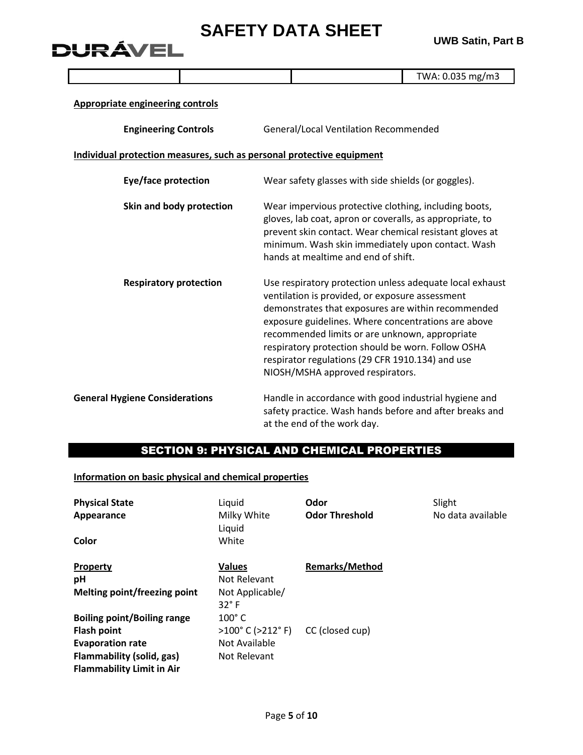| | | | TWA: 0.035 mg/m3 |
|---|---|---|---|

**Appropriate engineering controls**

**Engineering Controls** General/Local Ventilation Recommended

**Individual protection measures, such as personal protective equipment**

**Eye/face protection** Wear safety glasses with side shields (or goggles).

**Skin and body protection** Wear impervious protective clothing, including boots, gloves, lab coat, apron or coveralls, as appropriate, to prevent skin contact. Wear chemical resistant gloves at minimum. Wash skin immediately upon contact. Wash hands at mealtime and end of shift.

**Respiratory protection** Use respiratory protection unless adequate local exhaust ventilation is provided, or exposure assessment demonstrates that exposures are within recommended exposure guidelines. Where concentrations are above recommended limits or are unknown, appropriate respiratory protection should be worn. Follow OSHA respirator regulations (29 CFR 1910.134) and use NIOSH/MSHA approved respirators.

**General Hygiene Considerations** Handle in accordance with good industrial hygiene and safety practice. Wash hands before and after breaks and at the end of the work day.

## SECTION 9: PHYSICAL AND CHEMICAL PROPERTIES

**Information on basic physical and chemical properties**

| | | | |
|---|---|---|---|
| **Physical State** | Liquid | **Odor** | Slight |
| **Appearance** | Milky White Liquid | **Odor Threshold** | No data available |
| **Color** | White | | |

| **Property** | **Values** | **Remarks/Method** |
|---|---|---|
| **pH** | Not Relevant | |
| **Melting point/freezing point** | Not Applicable/ 32° F | |
| **Boiling point/Boiling range** | 100° C | |
| **Flash point** | >100° C (>212° F) | CC (closed cup) |
| **Evaporation rate** | Not Available | |
| **Flammability (solid, gas)** | Not Relevant | |
| **Flammability Limit in Air** | | |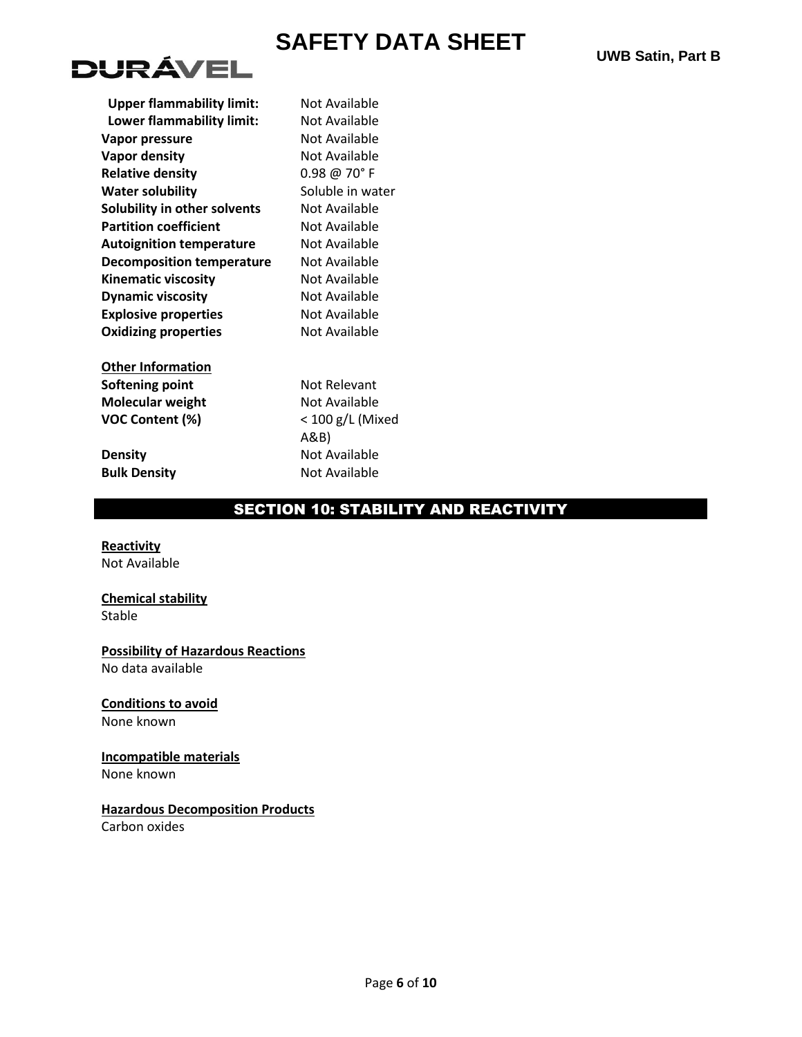| | |
|---|---|
| **Upper flammability limit:** | Not Available |
| **Lower flammability limit:** | Not Available |
| **Vapor pressure** | Not Available |
| **Vapor density** | Not Available |
| **Relative density** | 0.98 @ 70˚ F |
| **Water solubility** | Soluble in water |
| **Solubility in other solvents** | Not Available |
| **Partition coefficient** | Not Available |
| **Autoignition temperature** | Not Available |
| **Decomposition temperature** | Not Available |
| **Kinematic viscosity** | Not Available |
| **Dynamic viscosity** | Not Available |
| **Explosive properties** | Not Available |
| **Oxidizing properties** | Not Available |

**Other Information**

| | |
|---|---|
| **Softening point** | Not Relevant |
| **Molecular weight** | Not Available |
| **VOC Content (%)** | < 100 g/L (Mixed A&B) |
| **Density** | Not Available |
| **Bulk Density** | Not Available |

## SECTION 10: STABILITY AND REACTIVITY

**Reactivity**

Not Available

**Chemical stability**

Stable

**Possibility of Hazardous Reactions**

No data available

**Conditions to avoid**

None known

**Incompatible materials**

None known

**Hazardous Decomposition Products**

Carbon oxides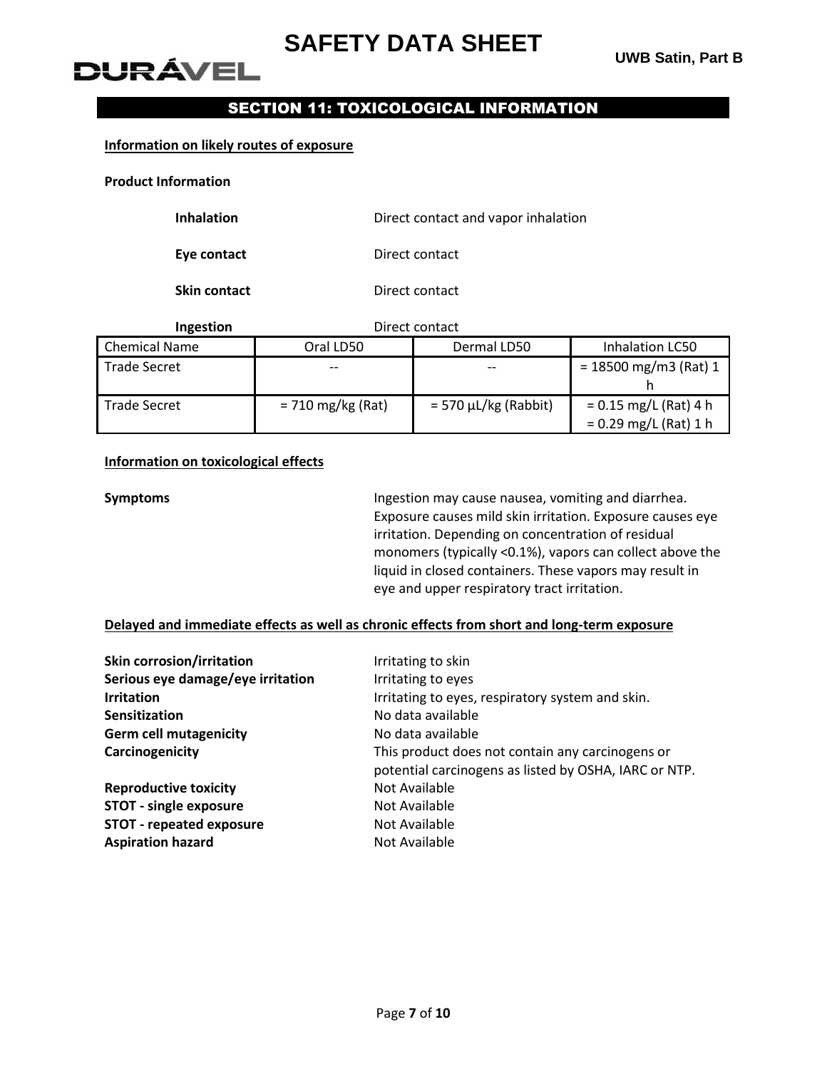## SECTION 11: TOXICOLOGICAL INFORMATION

**Information on likely routes of exposure**

**Product Information**

**Inhalation** Direct contact and vapor inhalation

**Eye contact** Direct contact

**Skin contact** Direct contact

**Ingestion** Direct contact

| Chemical Name | Oral LD50 | Dermal LD50 | Inhalation LC50 |
|---|---|---|---|
| Trade Secret | -- | -- | = 18500 mg/m3 (Rat) 1 h |
| Trade Secret | = 710 mg/kg (Rat) | = 570 µL/kg (Rabbit) | = 0.15 mg/L (Rat) 4 h<br>= 0.29 mg/L (Rat) 1 h |

**Information on toxicological effects**

**Symptoms** Ingestion may cause nausea, vomiting and diarrhea. Exposure causes mild skin irritation. Exposure causes eye irritation. Depending on concentration of residual monomers (typically <0.1%), vapors can collect above the liquid in closed containers. These vapors may result in eye and upper respiratory tract irritation.

**Delayed and immediate effects as well as chronic effects from short and long-term exposure**

**Skin corrosion/irritation** Irritating to skin
**Serious eye damage/eye irritation** Irritating to eyes
**Irritation** Irritating to eyes, respiratory system and skin.
**Sensitization** No data available
**Germ cell mutagenicity** No data available
**Carcinogenicity** This product does not contain any carcinogens or potential carcinogens as listed by OSHA, IARC or NTP.
**Reproductive toxicity** Not Available
**STOT - single exposure** Not Available
**STOT - repeated exposure** Not Available
**Aspiration hazard** Not Available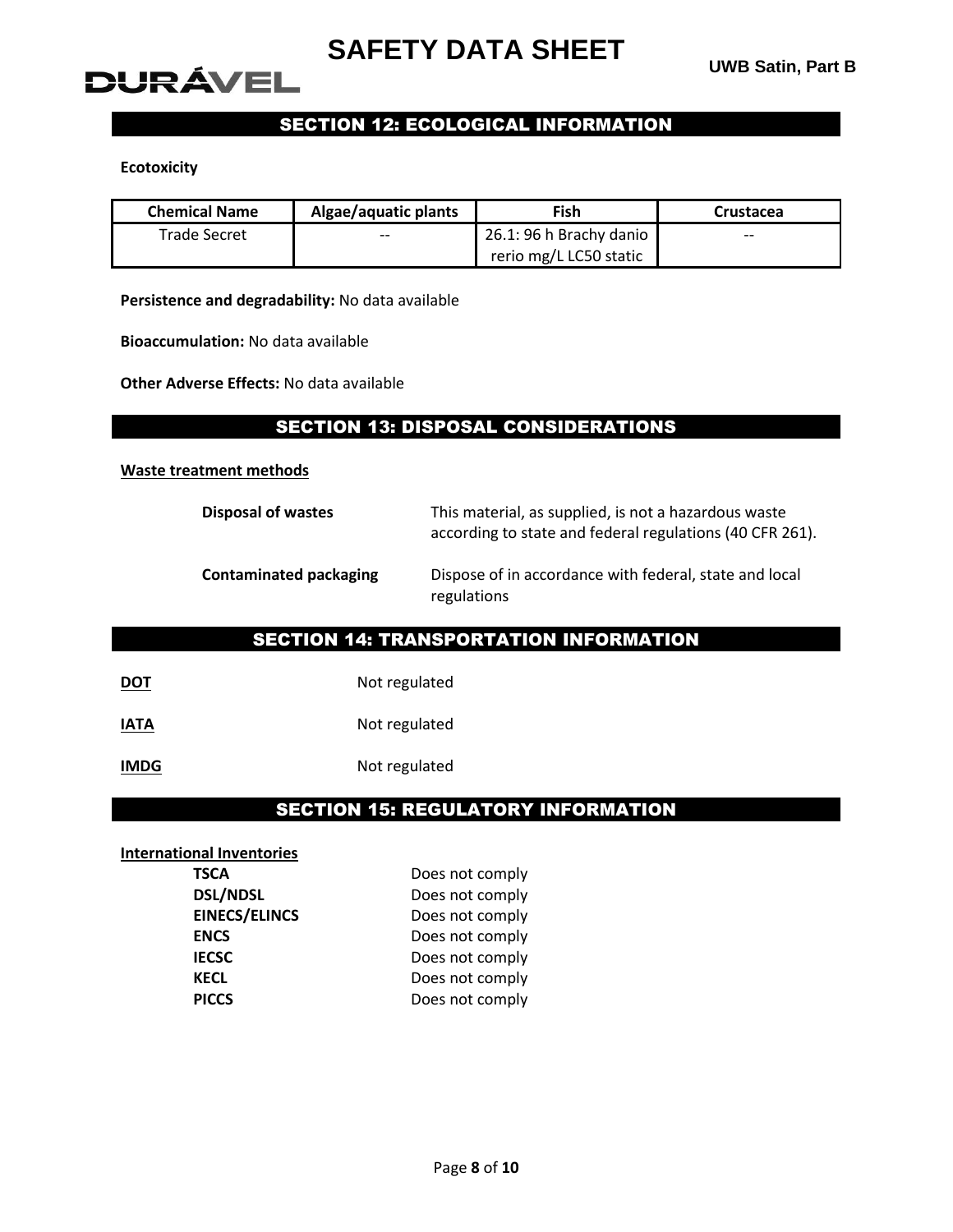## SECTION 12: ECOLOGICAL INFORMATION

**Ecotoxicity**

| Chemical Name | Algae/aquatic plants | Fish | Crustacea |
|---|---|---|---|
| Trade Secret | -- | 26.1: 96 h Brachy danio rerio mg/L LC50 static | -- |

**Persistence and degradability:** No data available

**Bioaccumulation:** No data available

**Other Adverse Effects:** No data available

## SECTION 13: DISPOSAL CONSIDERATIONS

**Waste treatment methods**

**Disposal of wastes** This material, as supplied, is not a hazardous waste according to state and federal regulations (40 CFR 261).

**Contaminated packaging** Dispose of in accordance with federal, state and local regulations

## SECTION 14: TRANSPORTATION INFORMATION

**DOT** Not regulated

**IATA** Not regulated

**IMDG** Not regulated

## SECTION 15: REGULATORY INFORMATION

**International Inventories**

| | |
|---|---|
| **TSCA** | Does not comply |
| **DSL/NDSL** | Does not comply |
| **EINECS/ELINCS** | Does not comply |
| **ENCS** | Does not comply |
| **IECSC** | Does not comply |
| **KECL** | Does not comply |
| **PICCS** | Does not comply |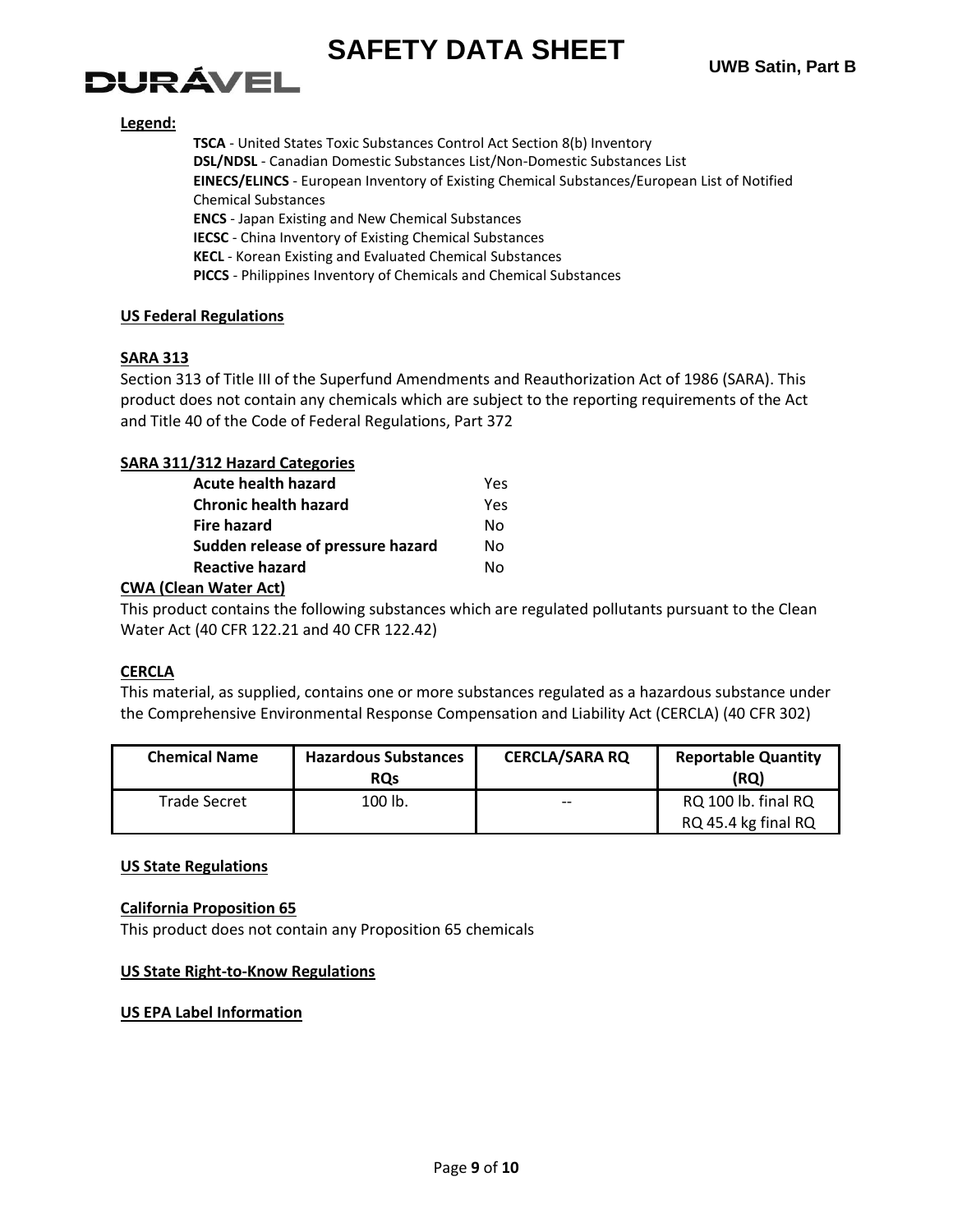**Legend:**

**TSCA** - United States Toxic Substances Control Act Section 8(b) Inventory
**DSL/NDSL** - Canadian Domestic Substances List/Non-Domestic Substances List
**EINECS/ELINCS** - European Inventory of Existing Chemical Substances/European List of Notified Chemical Substances
**ENCS** - Japan Existing and New Chemical Substances
**IECSC** - China Inventory of Existing Chemical Substances
**KECL** - Korean Existing and Evaluated Chemical Substances
**PICCS** - Philippines Inventory of Chemicals and Chemical Substances

## US Federal Regulations

### SARA 313

Section 313 of Title III of the Superfund Amendments and Reauthorization Act of 1986 (SARA). This product does not contain any chemicals which are subject to the reporting requirements of the Act and Title 40 of the Code of Federal Regulations, Part 372

### SARA 311/312 Hazard Categories

| | |
|---|---|
| **Acute health hazard** | Yes |
| **Chronic health hazard** | Yes |
| **Fire hazard** | No |
| **Sudden release of pressure hazard** | No |
| **Reactive hazard** | No |

### CWA (Clean Water Act)

This product contains the following substances which are regulated pollutants pursuant to the Clean Water Act (40 CFR 122.21 and 40 CFR 122.42)

### CERCLA

This material, as supplied, contains one or more substances regulated as a hazardous substance under the Comprehensive Environmental Response Compensation and Liability Act (CERCLA) (40 CFR 302)

| Chemical Name | Hazardous Substances RQs | CERCLA/SARA RQ | Reportable Quantity (RQ) |
|---|---|---|---|
| Trade Secret | 100 lb. | -- | RQ 100 lb. final RQ<br>RQ 45.4 kg final RQ |

## US State Regulations

### California Proposition 65

This product does not contain any Proposition 65 chemicals

### US State Right-to-Know Regulations

### US EPA Label Information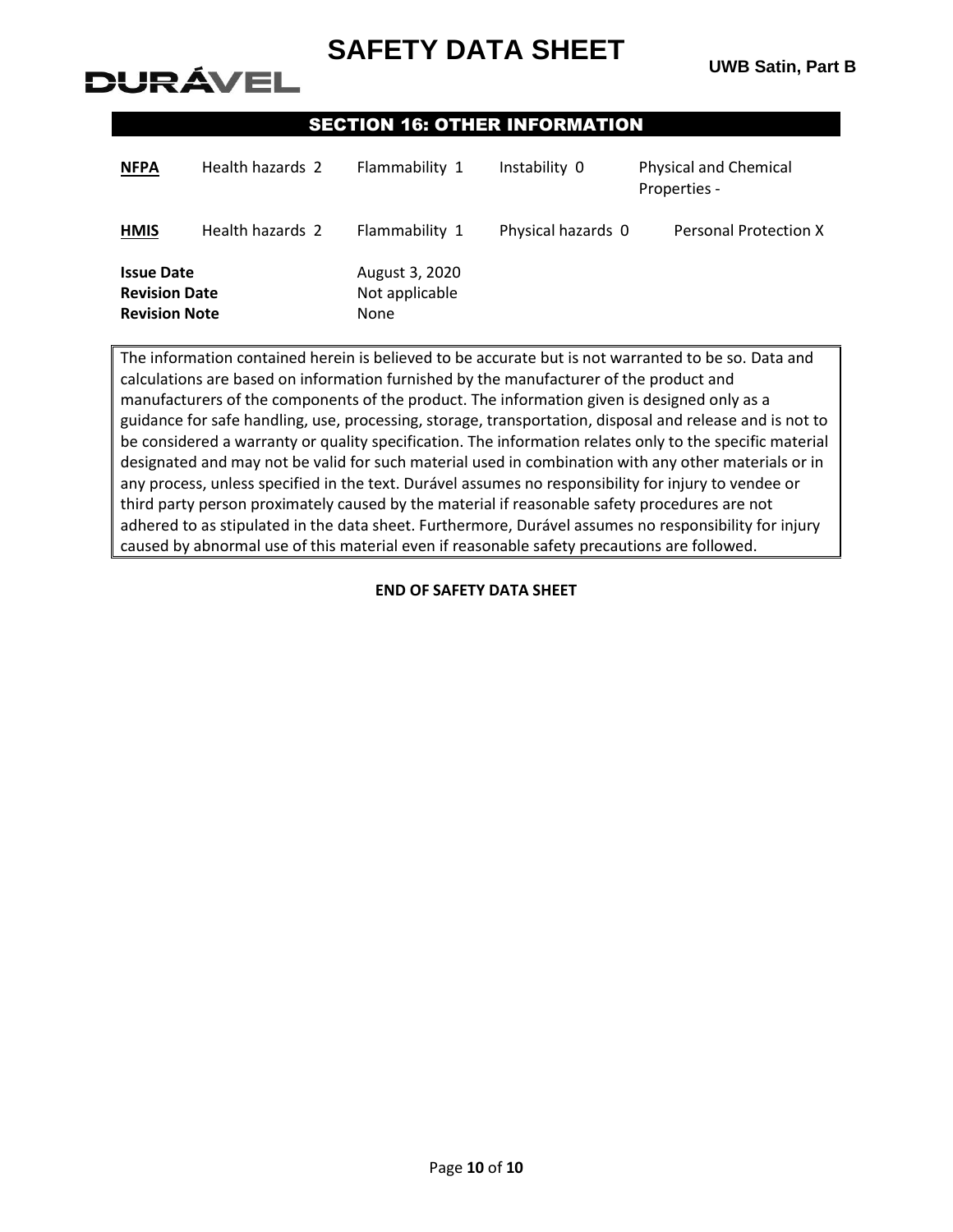## SECTION 16: OTHER INFORMATION

| | | | | |
|---|---|---|---|---|
| **NFPA** | Health hazards 2 | Flammability 1 | Instability 0 | Physical and Chemical Properties - |
| **HMIS** | Health hazards 2 | Flammability 1 | Physical hazards 0 | Personal Protection X |

| | |
|---|---|
| **Issue Date** | August 3, 2020 |
| **Revision Date** | Not applicable |
| **Revision Note** | None |

The information contained herein is believed to be accurate but is not warranted to be so. Data and calculations are based on information furnished by the manufacturer of the product and manufacturers of the components of the product. The information given is designed only as a guidance for safe handling, use, processing, storage, transportation, disposal and release and is not to be considered a warranty or quality specification. The information relates only to the specific material designated and may not be valid for such material used in combination with any other materials or in any process, unless specified in the text. Durável assumes no responsibility for injury to vendee or third party person proximately caused by the material if reasonable safety procedures are not adhered to as stipulated in the data sheet. Furthermore, Durável assumes no responsibility for injury caused by abnormal use of this material even if reasonable safety precautions are followed.

**END OF SAFETY DATA SHEET**